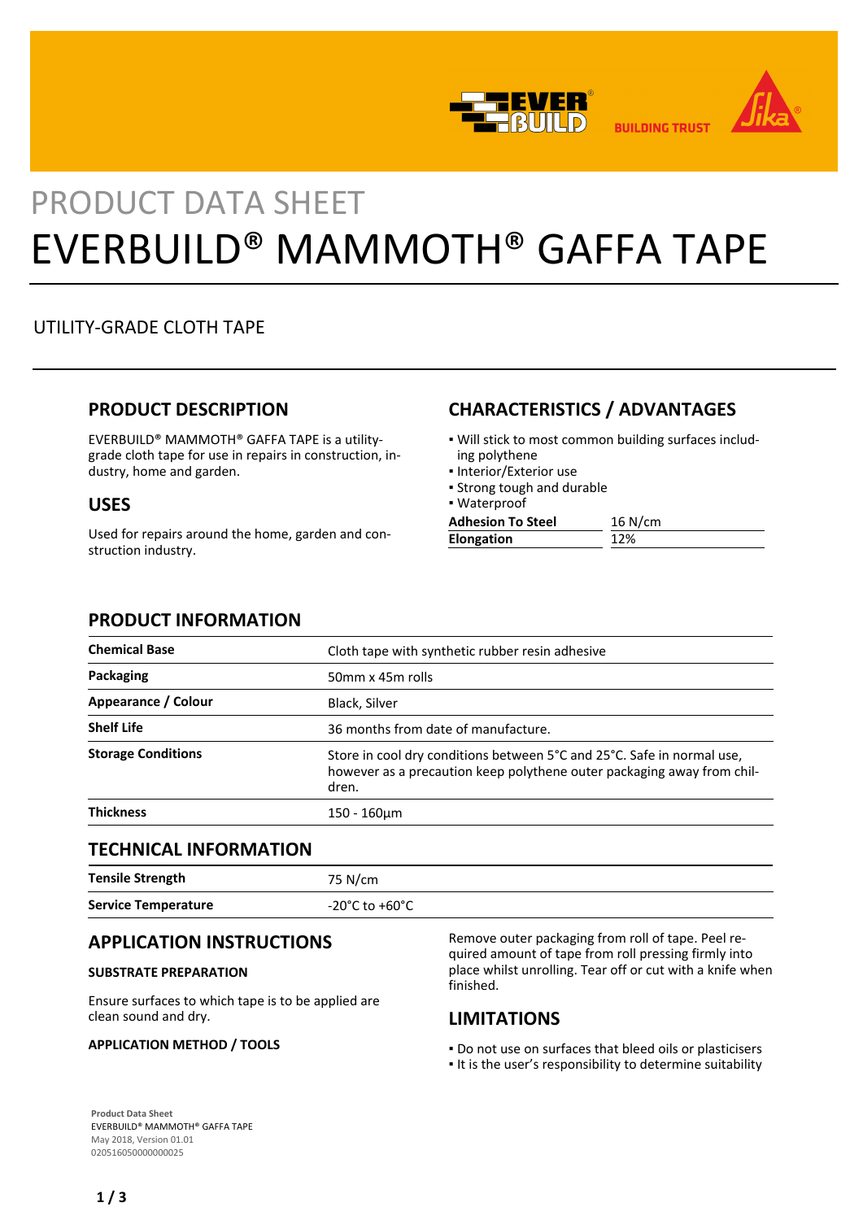PRODUCT DATA SHEET

# EVERBUILD® MAMMOTH® GAFFA TAPE

UTILITY-GRADE CLOTH TAPE

## PRODUCT DESCRIPTION

EVERBUILD® MAMMOTH® GAFFA TAPE is a utility-grade cloth tape for use in repairs in construction, industry, home and garden.

## USES

Used for repairs around the home, garden and construction industry.

## CHARACTERISTICS / ADVANTAGES

- Will stick to most common building surfaces including polythene
- Interior/Exterior use
- Strong tough and durable
- Waterproof

| | |
|---|---|
| **Adhesion To Steel** | 16 N/cm |
| **Elongation** | 12% |

## PRODUCT INFORMATION

| | |
|---|---|
| **Chemical Base** | Cloth tape with synthetic rubber resin adhesive |
| **Packaging** | 50mm x 45m rolls |
| **Appearance / Colour** | Black, Silver |
| **Shelf Life** | 36 months from date of manufacture. |
| **Storage Conditions** | Store in cool dry conditions between 5°C and 25°C. Safe in normal use, however as a precaution keep polythene outer packaging away from children. |
| **Thickness** | 150 - 160µm |

## TECHNICAL INFORMATION

| | |
|---|---|
| **Tensile Strength** | 75 N/cm |
| **Service Temperature** | -20°C to +60°C |

## APPLICATION INSTRUCTIONS

### SUBSTRATE PREPARATION

Ensure surfaces to which tape is to be applied are clean sound and dry.

### APPLICATION METHOD / TOOLS

Remove outer packaging from roll of tape. Peel required amount of tape from roll pressing firmly into place whilst unrolling. Tear off or cut with a knife when finished.

## LIMITATIONS

- Do not use on surfaces that bleed oils or plasticisers
- It is the user's responsibility to determine suitability

**Product Data Sheet**
EVERBUILD® MAMMOTH® GAFFA TAPE
May 2018, Version 01.01
020516050000000025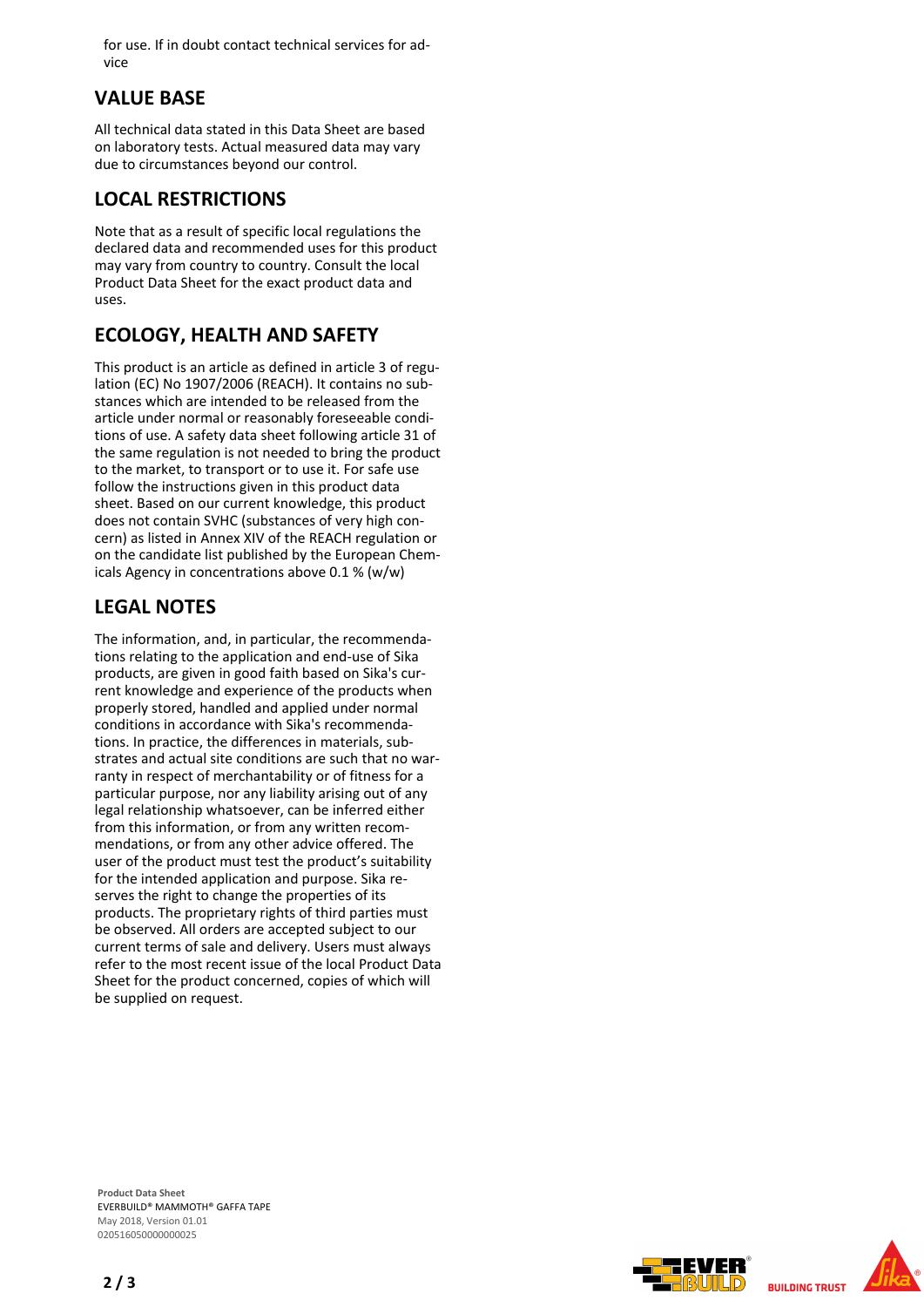for use. If in doubt contact technical services for advice

## VALUE BASE

All technical data stated in this Data Sheet are based on laboratory tests. Actual measured data may vary due to circumstances beyond our control.

## LOCAL RESTRICTIONS

Note that as a result of specific local regulations the declared data and recommended uses for this product may vary from country to country. Consult the local Product Data Sheet for the exact product data and uses.

## ECOLOGY, HEALTH AND SAFETY

This product is an article as defined in article 3 of regulation (EC) No 1907/2006 (REACH). It contains no substances which are intended to be released from the article under normal or reasonably foreseeable conditions of use. A safety data sheet following article 31 of the same regulation is not needed to bring the product to the market, to transport or to use it. For safe use follow the instructions given in this product data sheet. Based on our current knowledge, this product does not contain SVHC (substances of very high concern) as listed in Annex XIV of the REACH regulation or on the candidate list published by the European Chemicals Agency in concentrations above 0.1 % (w/w)

## LEGAL NOTES

The information, and, in particular, the recommendations relating to the application and end-use of Sika products, are given in good faith based on Sika's current knowledge and experience of the products when properly stored, handled and applied under normal conditions in accordance with Sika's recommendations. In practice, the differences in materials, substrates and actual site conditions are such that no warranty in respect of merchantability or of fitness for a particular purpose, nor any liability arising out of any legal relationship whatsoever, can be inferred either from this information, or from any written recommendations, or from any other advice offered. The user of the product must test the product's suitability for the intended application and purpose. Sika reserves the right to change the properties of its products. The proprietary rights of third parties must be observed. All orders are accepted subject to our current terms of sale and delivery. Users must always refer to the most recent issue of the local Product Data Sheet for the product concerned, copies of which will be supplied on request.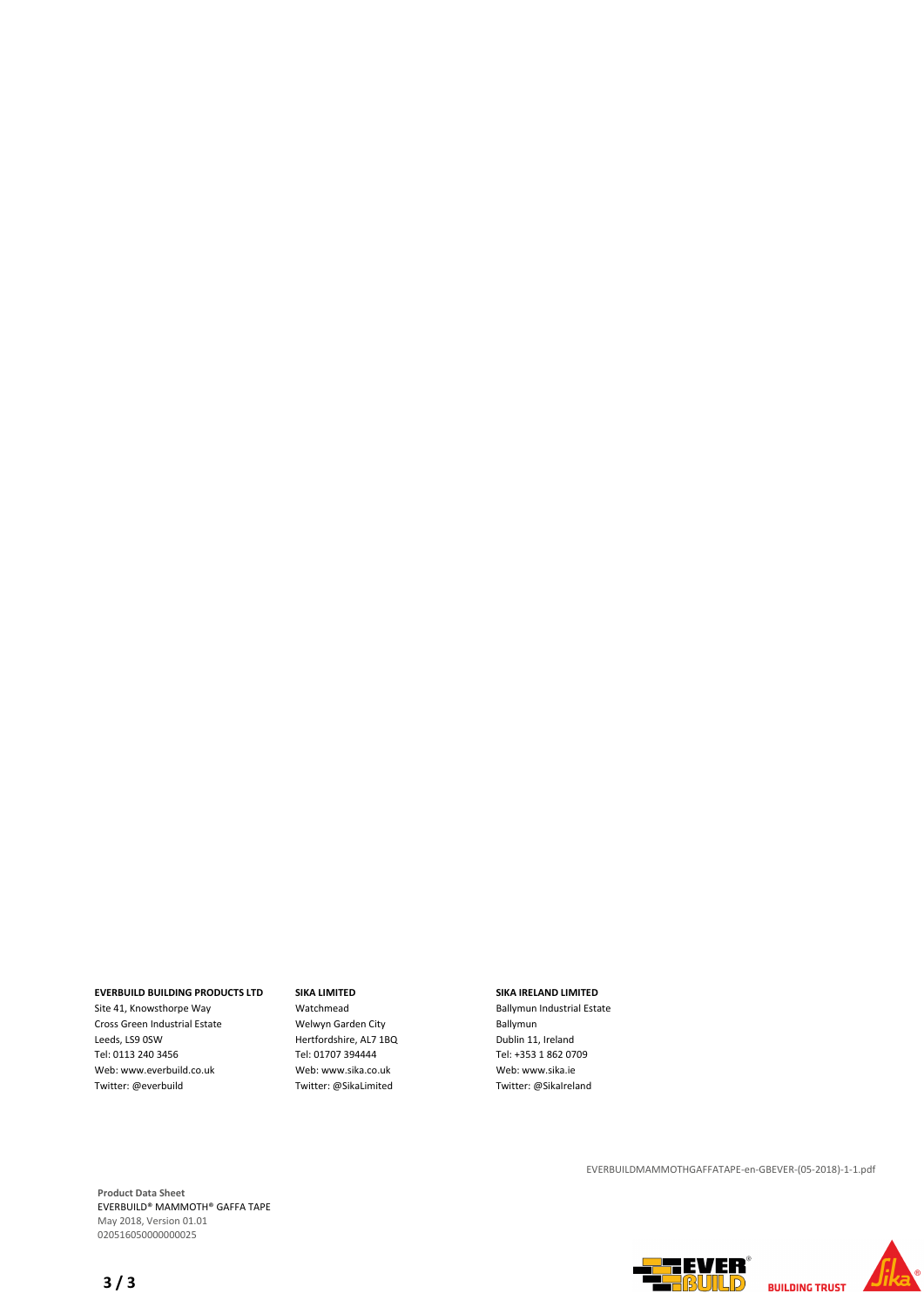**EVERBUILD BUILDING PRODUCTS LTD**
Site 41, Knowsthorpe Way
Cross Green Industrial Estate
Leeds, LS9 0SW
Tel: 0113 240 3456
Web: www.everbuild.co.uk
Twitter: @everbuild

**SIKA LIMITED**
Watchmead
Welwyn Garden City
Hertfordshire, AL7 1BQ
Tel: 01707 394444
Web: www.sika.co.uk
Twitter: @SikaLimited

**SIKA IRELAND LIMITED**
Ballymun Industrial Estate
Ballymun
Dublin 11, Ireland
Tel: +353 1 862 0709
Web: www.sika.ie
Twitter: @SikaIreland

EVERBUILDMAMMOTHGAFFATAPE-en-GBEVER-(05-2018)-1-1.pdf